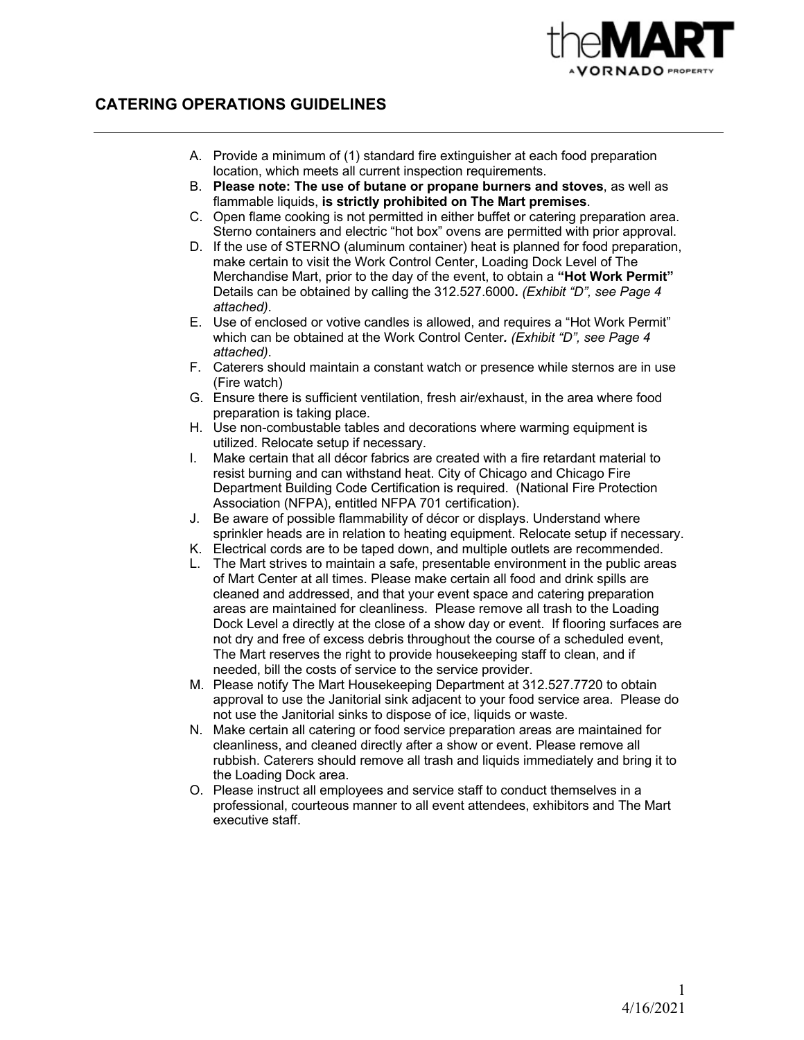## CATERING OPERATIONS GUIDELINES

A. Provide a minimum of (1) standard fire extinguisher at each food preparation location, which meets all current inspection requirements.

B. **Please note: The use of butane or propane burners and stoves**, as well as flammable liquids, **is strictly prohibited on The Mart premises**.

C. Open flame cooking is not permitted in either buffet or catering preparation area. Sterno containers and electric "hot box" ovens are permitted with prior approval.

D. If the use of STERNO (aluminum container) heat is planned for food preparation, make certain to visit the Work Control Center, Loading Dock Level of The Merchandise Mart, prior to the day of the event, to obtain a **"Hot Work Permit"** Details can be obtained by calling the 312.527.6000**.** *(Exhibit "D", see Page 4 attached)*.

E. Use of enclosed or votive candles is allowed, and requires a "Hot Work Permit" which can be obtained at the Work Control Center***.*** *(Exhibit "D", see Page 4 attached)*.

F. Caterers should maintain a constant watch or presence while sternos are in use (Fire watch)

G. Ensure there is sufficient ventilation, fresh air/exhaust, in the area where food preparation is taking place.

H. Use non-combustable tables and decorations where warming equipment is utilized. Relocate setup if necessary.

I. Make certain that all décor fabrics are created with a fire retardant material to resist burning and can withstand heat. City of Chicago and Chicago Fire Department Building Code Certification is required. (National Fire Protection Association (NFPA), entitled NFPA 701 certification).

J. Be aware of possible flammability of décor or displays. Understand where sprinkler heads are in relation to heating equipment. Relocate setup if necessary.

K. Electrical cords are to be taped down, and multiple outlets are recommended.

L. The Mart strives to maintain a safe, presentable environment in the public areas of Mart Center at all times. Please make certain all food and drink spills are cleaned and addressed, and that your event space and catering preparation areas are maintained for cleanliness. Please remove all trash to the Loading Dock Level a directly at the close of a show day or event. If flooring surfaces are not dry and free of excess debris throughout the course of a scheduled event, The Mart reserves the right to provide housekeeping staff to clean, and if needed, bill the costs of service to the service provider.

M. Please notify The Mart Housekeeping Department at 312.527.7720 to obtain approval to use the Janitorial sink adjacent to your food service area. Please do not use the Janitorial sinks to dispose of ice, liquids or waste.

N. Make certain all catering or food service preparation areas are maintained for cleanliness, and cleaned directly after a show or event. Please remove all rubbish. Caterers should remove all trash and liquids immediately and bring it to the Loading Dock area.

O. Please instruct all employees and service staff to conduct themselves in a professional, courteous manner to all event attendees, exhibitors and The Mart executive staff.

4/16/2021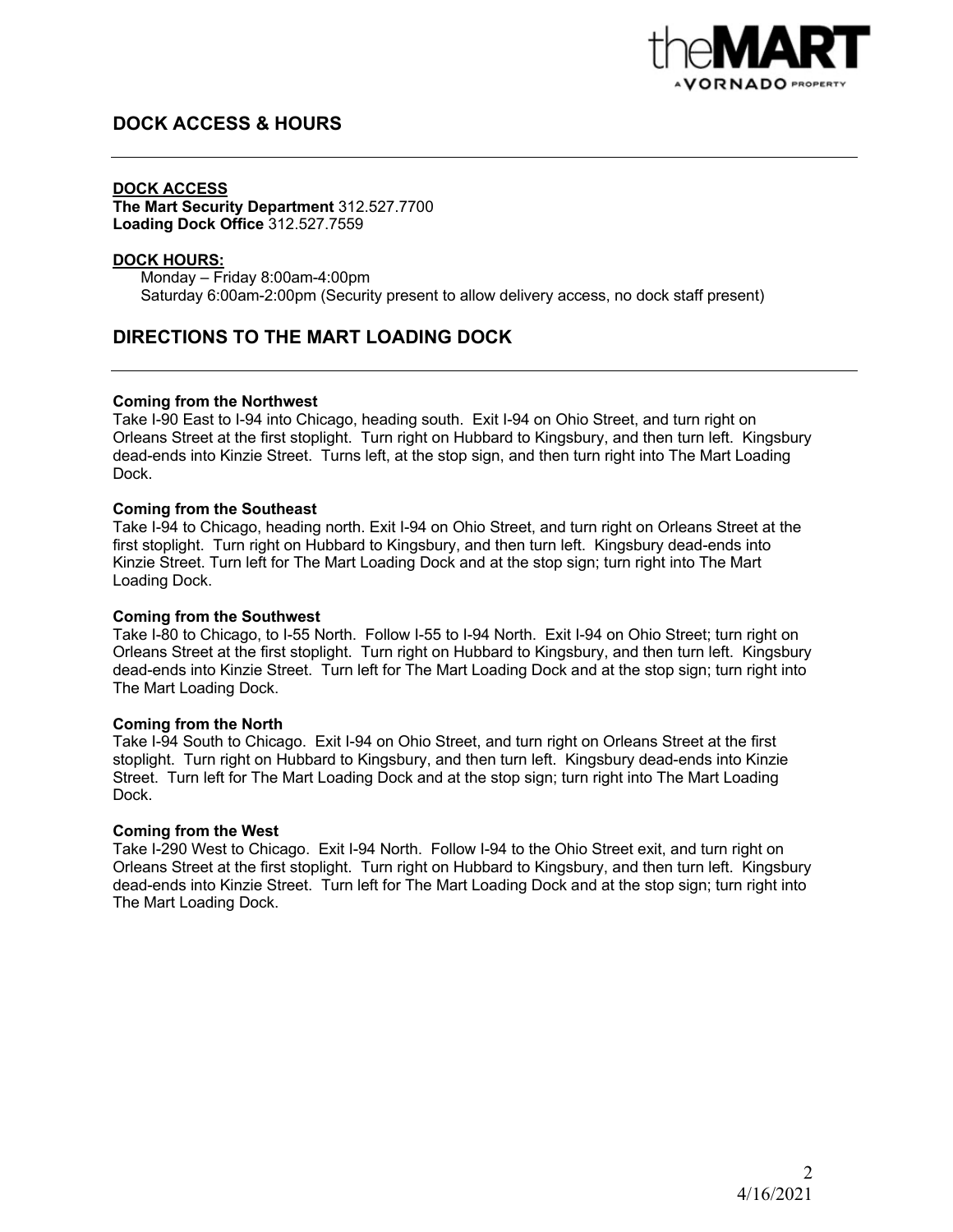## DOCK ACCESS & HOURS

**DOCK ACCESS**
**The Mart Security Department** 312.527.7700
**Loading Dock Office** 312.527.7559

**DOCK HOURS:**
Monday – Friday 8:00am-4:00pm
Saturday 6:00am-2:00pm (Security present to allow delivery access, no dock staff present)

## DIRECTIONS TO THE MART LOADING DOCK

**Coming from the Northwest**
Take I-90 East to I-94 into Chicago, heading south. Exit I-94 on Ohio Street, and turn right on Orleans Street at the first stoplight. Turn right on Hubbard to Kingsbury, and then turn left. Kingsbury dead-ends into Kinzie Street. Turns left, at the stop sign, and then turn right into The Mart Loading Dock.

**Coming from the Southeast**
Take I-94 to Chicago, heading north. Exit I-94 on Ohio Street, and turn right on Orleans Street at the first stoplight. Turn right on Hubbard to Kingsbury, and then turn left. Kingsbury dead-ends into Kinzie Street. Turn left for The Mart Loading Dock and at the stop sign; turn right into The Mart Loading Dock.

**Coming from the Southwest**
Take I-80 to Chicago, to I-55 North. Follow I-55 to I-94 North. Exit I-94 on Ohio Street; turn right on Orleans Street at the first stoplight. Turn right on Hubbard to Kingsbury, and then turn left. Kingsbury dead-ends into Kinzie Street. Turn left for The Mart Loading Dock and at the stop sign; turn right into The Mart Loading Dock.

**Coming from the North**
Take I-94 South to Chicago. Exit I-94 on Ohio Street, and turn right on Orleans Street at the first stoplight. Turn right on Hubbard to Kingsbury, and then turn left. Kingsbury dead-ends into Kinzie Street. Turn left for The Mart Loading Dock and at the stop sign; turn right into The Mart Loading Dock.

**Coming from the West**
Take I-290 West to Chicago. Exit I-94 North. Follow I-94 to the Ohio Street exit, and turn right on Orleans Street at the first stoplight. Turn right on Hubbard to Kingsbury, and then turn left. Kingsbury dead-ends into Kinzie Street. Turn left for The Mart Loading Dock and at the stop sign; turn right into The Mart Loading Dock.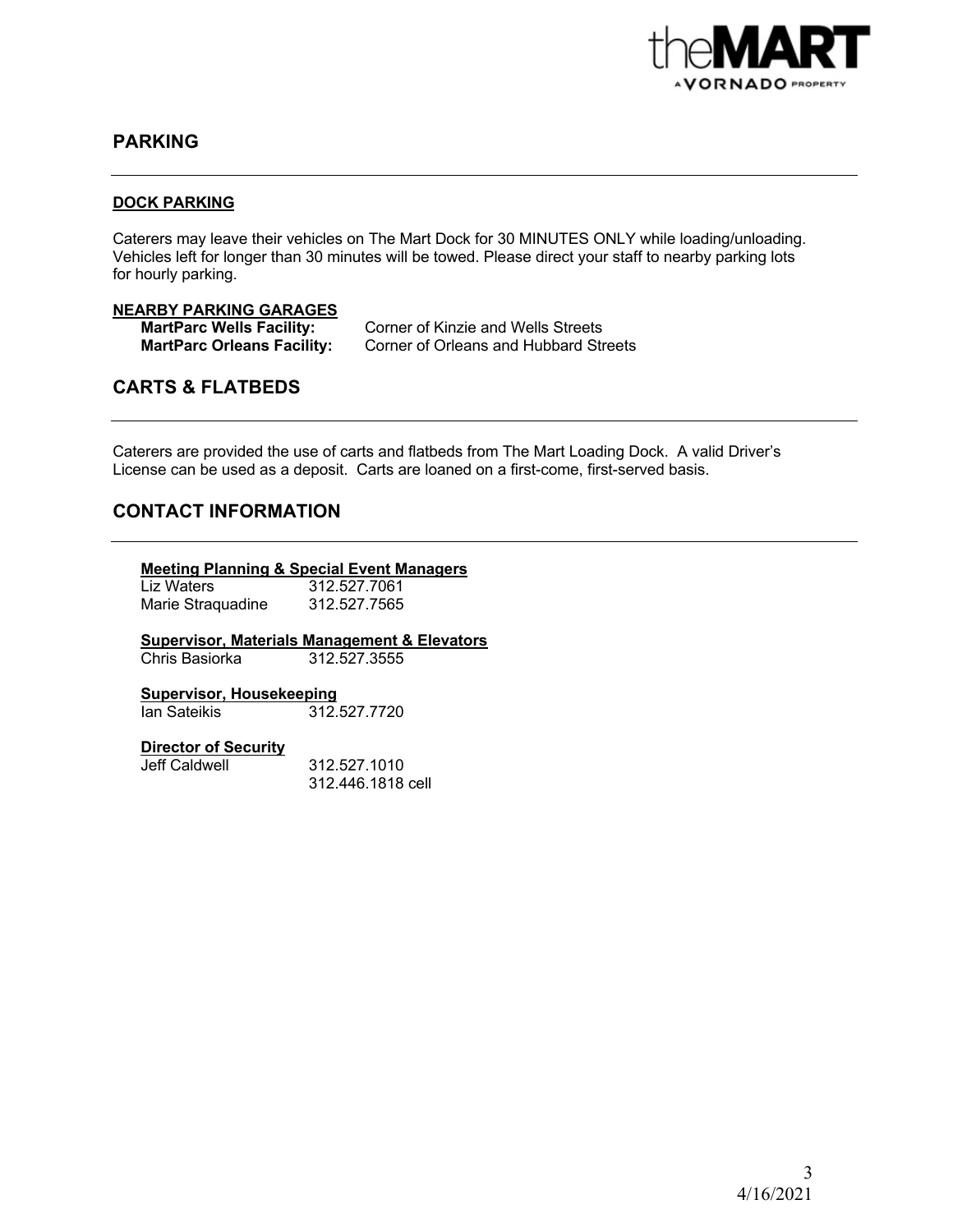## PARKING

### DOCK PARKING

Caterers may leave their vehicles on The Mart Dock for 30 MINUTES ONLY while loading/unloading. Vehicles left for longer than 30 minutes will be towed. Please direct your staff to nearby parking lots for hourly parking.

### NEARBY PARKING GARAGES

**MartParc Wells Facility:** Corner of Kinzie and Wells Streets
**MartParc Orleans Facility:** Corner of Orleans and Hubbard Streets

## CARTS & FLATBEDS

Caterers are provided the use of carts and flatbeds from The Mart Loading Dock. A valid Driver's License can be used as a deposit. Carts are loaned on a first-come, first-served basis.

## CONTACT INFORMATION

**Meeting Planning & Special Event Managers**
Liz Waters 312.527.7061
Marie Straquadine 312.527.7565

**Supervisor, Materials Management & Elevators**
Chris Basiorka 312.527.3555

**Supervisor, Housekeeping**
Ian Sateikis 312.527.7720

**Director of Security**
Jeff Caldwell 312.527.1010
312.446.1818 cell

4/16/2021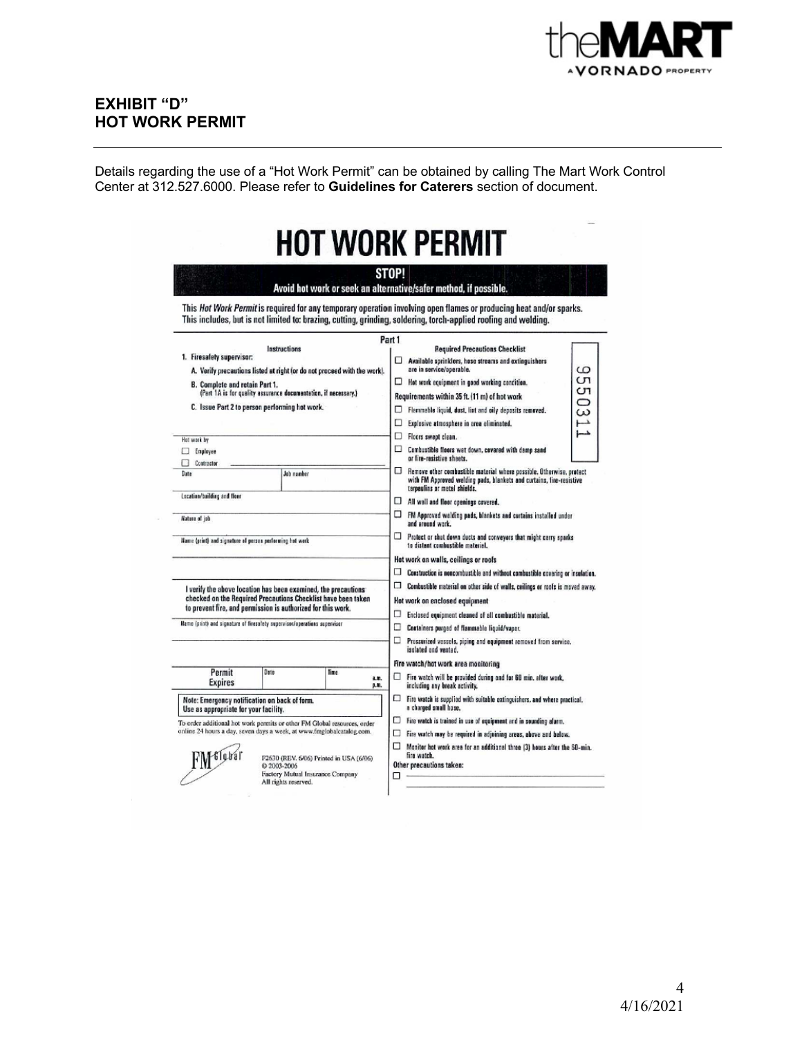# EXHIBIT "D"
# HOT WORK PERMIT

Details regarding the use of a "Hot Work Permit" can be obtained by calling The Mart Work Control Center at 312.527.6000. Please refer to **Guidelines for Caterers** section of document.

## HOT WORK PERMIT

**STOP!**
**Avoid hot work or seek an alternative/safer method, if possible.**

This *Hot Work Permit* is required for any temporary operation involving open flames or producing heat and/or sparks. This includes, but is not limited to: brazing, cutting, grinding, soldering, torch-applied roofing and welding.

### Part 1

9550311

**Instructions**

1. Firesafety supervisor:
   - A. Verify precautions listed at right (or do not proceed with the work).
   - B. Complete and retain Part 1. (Part 1A is for quality assurance documentation, if necessary.)
   - C. Issue Part 2 to person performing hot work.

Hot work by
- ☐ Employee
- ☐ Contractor

Date | Job number

Location/building and floor

Nature of job

Name (print) and signature of person performing hot work

I verify the above location has been examined, the precautions checked on the Required Precautions Checklist have been taken to prevent fire, and permission is authorized for this work.

Name (print) and signature of firesafety supervisor/operations supervisor

| Permit Expires | Date | Time a.m. p.m. |
|---|---|---|

Note: Emergency notification on back of form. Use as appropriate for your facility.

To order additional hot work permits or other FM Global resources, order online 24 hours a day, seven days a week, at www.fmglobalcatalog.com.

FM Global F2630 (REV. 6/06) Printed in USA (6/06) © 2003-2006 Factory Mutual Insurance Company All rights reserved.

**Required Precautions Checklist**

- ☐ Available sprinklers, hose streams and extinguishers are in service/operable.
- ☐ Hot work equipment in good working condition.

Requirements within 35 ft. (11 m) of hot work
- ☐ Flammable liquid, dust, lint and oily deposits removed.
- ☐ Explosive atmosphere in area eliminated.
- ☐ Floors swept clean.
- ☐ Combustible floors wet down, covered with damp sand or fire-resistive sheets.
- ☐ Remove other combustible material where possible. Otherwise, protect with FM Approved welding pads, blankets and curtains, fire-resistive tarpaulins or metal shields.
- ☐ All wall and floor openings covered.
- ☐ FM Approved welding pads, blankets and curtains installed under and around work.
- ☐ Protect or shut down ducts and conveyors that might carry sparks to distant combustible material.

Hot work on walls, ceilings or roofs
- ☐ Construction is noncombustible and without combustible covering or insulation.
- ☐ Combustible material on other side of walls, ceilings or roofs is moved away.

Hot work on enclosed equipment
- ☐ Enclosed equipment cleaned of all combustible material.
- ☐ Containers purged of flammable liquid/vapor.
- ☐ Pressurized vessels, piping and equipment removed from service, isolated and vented.

Fire watch/hot work area monitoring
- ☐ Fire watch will be provided during and for 60 min. after work, including any break activity.
- ☐ Fire watch is supplied with suitable extinguishers, and where practical, a charged small hose.
- ☐ Fire watch is trained in use of equipment and in sounding alarm.
- ☐ Fire watch may be required in adjoining areas, above and below.
- ☐ Monitor hot work area for an additional three (3) hours after the 60-min. fire watch.

Other precautions taken:
- ☐